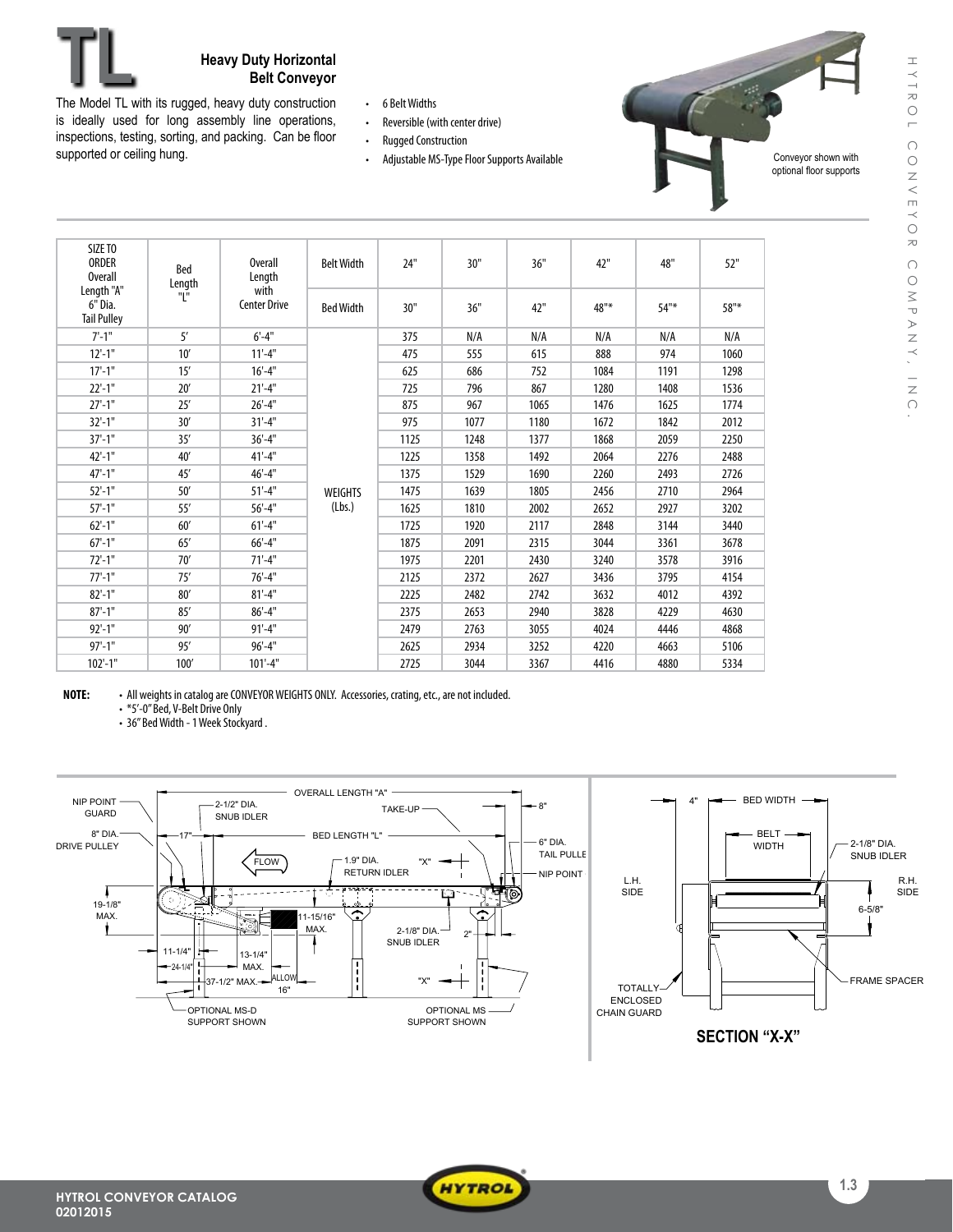# TL

## Heavy Duty Horizontal Belt Conveyor

The Model TL with its rugged, heavy duty construction is ideally used for long assembly line operations, inspections, testing, sorting, and packing. Can be floor supported or ceiling hung.

- 6 Belt Widths
- Reversible (with center drive)
- Rugged Construction
- Adjustable MS-Type Floor Supports Available

Conveyor shown with optional floor supports

| SIZE TO ORDER Overall Length "A" 6" Dia. Tail Pulley | Bed Length "L" | Overall Length with Center Drive | Belt Width | 24" | 30" | 36" | 42" | 48" | 52" |
|---|---|---|---|---|---|---|---|---|---|
| | | | Bed Width | 30" | 36" | 42" | 48"* | 54"* | 58"* |
| 7'-1" | 5' | 6'-4" | WEIGHTS (Lbs.) | 375 | N/A | N/A | N/A | N/A | N/A |
| 12'-1" | 10' | 11'-4" | | 475 | 555 | 615 | 888 | 974 | 1060 |
| 17'-1" | 15' | 16'-4" | | 625 | 686 | 752 | 1084 | 1191 | 1298 |
| 22'-1" | 20' | 21'-4" | | 725 | 796 | 867 | 1280 | 1408 | 1536 |
| 27'-1" | 25' | 26'-4" | | 875 | 967 | 1065 | 1476 | 1625 | 1774 |
| 32'-1" | 30' | 31'-4" | | 975 | 1077 | 1180 | 1672 | 1842 | 2012 |
| 37'-1" | 35' | 36'-4" | | 1125 | 1248 | 1377 | 1868 | 2059 | 2250 |
| 42'-1" | 40' | 41'-4" | | 1225 | 1358 | 1492 | 2064 | 2276 | 2488 |
| 47'-1" | 45' | 46'-4" | | 1375 | 1529 | 1690 | 2260 | 2493 | 2726 |
| 52'-1" | 50' | 51'-4" | | 1475 | 1639 | 1805 | 2456 | 2710 | 2964 |
| 57'-1" | 55' | 56'-4" | | 1625 | 1810 | 2002 | 2652 | 2927 | 3202 |
| 62'-1" | 60' | 61'-4" | | 1725 | 1920 | 2117 | 2848 | 3144 | 3440 |
| 67'-1" | 65' | 66'-4" | | 1875 | 2091 | 2315 | 3044 | 3361 | 3678 |
| 72'-1" | 70' | 71'-4" | | 1975 | 2201 | 2430 | 3240 | 3578 | 3916 |
| 77'-1" | 75' | 76'-4" | | 2125 | 2372 | 2627 | 3436 | 3795 | 4154 |
| 82'-1" | 80' | 81'-4" | | 2225 | 2482 | 2742 | 3632 | 4012 | 4392 |
| 87'-1" | 85' | 86'-4" | | 2375 | 2653 | 2940 | 3828 | 4229 | 4630 |
| 92'-1" | 90' | 91'-4" | | 2479 | 2763 | 3055 | 4024 | 4446 | 4868 |
| 97'-1" | 95' | 96'-4" | | 2625 | 2934 | 3252 | 4220 | 4663 | 5106 |
| 102'-1" | 100' | 101'-4" | | 2725 | 3044 | 3367 | 4416 | 4880 | 5334 |

**NOTE:**
- All weights in catalog are CONVEYOR WEIGHTS ONLY. Accessories, crating, etc., are not included.
- *5'-0" Bed, V-Belt Drive Only
- 36" Bed Width - 1 Week Stockyard.

NIP POINT GUARD; 2-1/2" DIA. SNUB IDLER; OVERALL LENGTH "A"; TAKE-UP; 8"; 8" DIA. DRIVE PULLEY; 17"; BED LENGTH "L"; 6" DIA. TAIL PULLEY; FLOW; 1.9" DIA. RETURN IDLER; "X"; NIP POINT; 19-1/8" MAX.; 11-15/16" MAX.; 2-1/8" DIA. SNUB IDLER; 2"; 11-1/4"; 24-1/4"; 13-1/4" MAX.; 37-1/2" MAX.; ALLOW 16"; OPTIONAL MS-D SUPPORT SHOWN; OPTIONAL MS SUPPORT SHOWN

4"; BED WIDTH; BELT WIDTH; 2-1/8" DIA. SNUB IDLER; L.H. SIDE; R.H. SIDE; 6-5/8"; TOTALLY ENCLOSED CHAIN GUARD; FRAME SPACER

**SECTION "X-X"**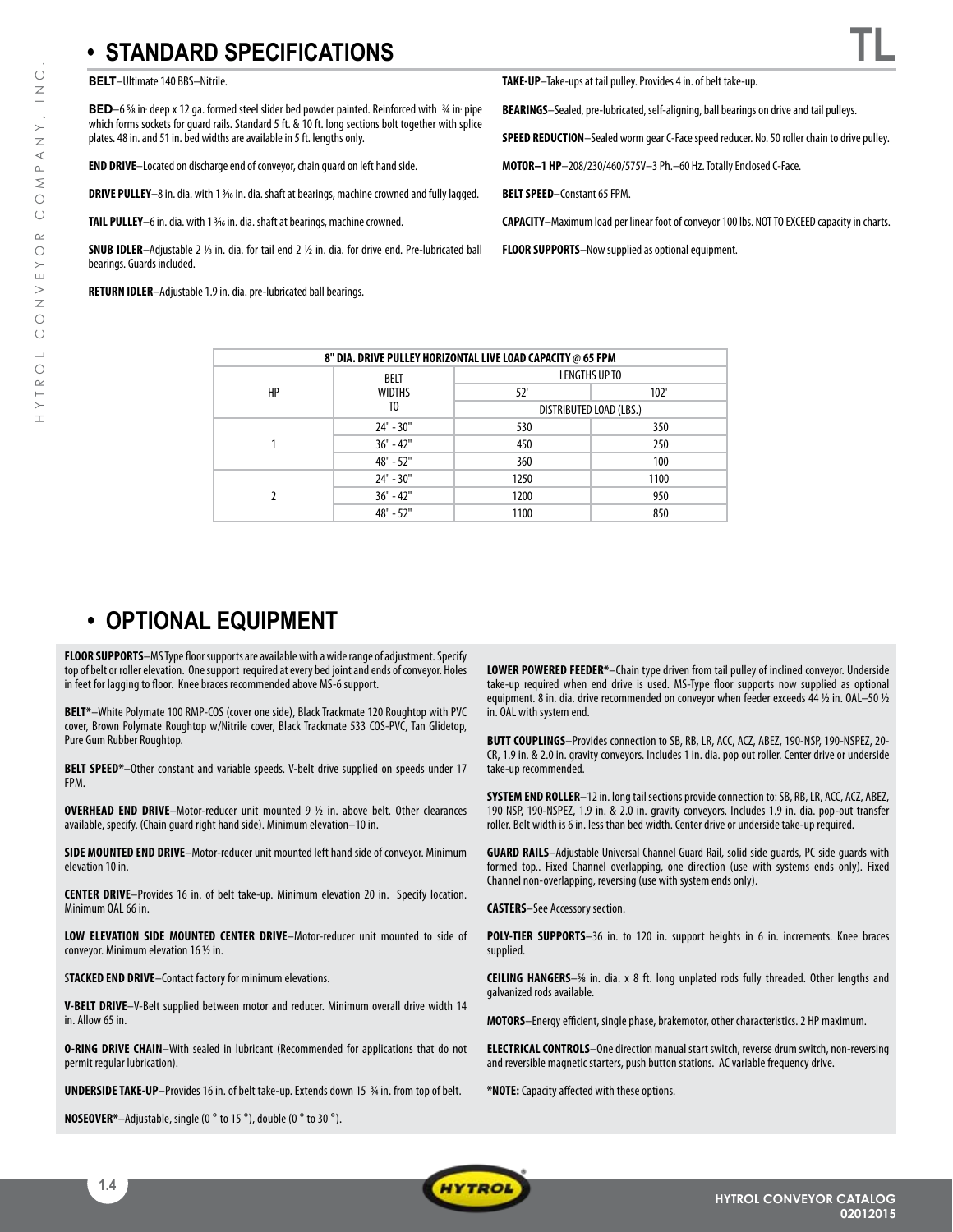# • STANDARD SPECIFICATIONS

TL

**BELT**–Ultimate 140 BBS–Nitrile.

**BED**–6 ⅝ in. deep x 12 ga. formed steel slider bed powder painted. Reinforced with ¾ in. pipe which forms sockets for guard rails. Standard 5 ft. & 10 ft. long sections bolt together with splice plates. 48 in. and 51 in. bed widths are available in 5 ft. lengths only.

**END DRIVE**–Located on discharge end of conveyor, chain guard on left hand side.

**DRIVE PULLEY**–8 in. dia. with 1 3⁄16 in. dia. shaft at bearings, machine crowned and fully lagged.

**TAIL PULLEY**–6 in. dia. with 1 3⁄16 in. dia. shaft at bearings, machine crowned.

**SNUB IDLER**–Adjustable 2 ⅛ in. dia. for tail end 2 ½ in. dia. for drive end. Pre-lubricated ball bearings. Guards included.

**RETURN IDLER**–Adjustable 1.9 in. dia. pre-lubricated ball bearings.

**TAKE-UP**–Take-ups at tail pulley. Provides 4 in. of belt take-up.

**BEARINGS**–Sealed, pre-lubricated, self-aligning, ball bearings on drive and tail pulleys.

**SPEED REDUCTION**–Sealed worm gear C-Face speed reducer. No. 50 roller chain to drive pulley.

**MOTOR–1 HP**–208/230/460/575V–3 Ph.–60 Hz. Totally Enclosed C-Face.

**BELT SPEED**–Constant 65 FPM.

**CAPACITY**–Maximum load per linear foot of conveyor 100 lbs. NOT TO EXCEED capacity in charts.

**FLOOR SUPPORTS**–Now supplied as optional equipment.

| 8" DIA. DRIVE PULLEY HORIZONTAL LIVE LOAD CAPACITY @ 65 FPM | | | |
|---|---|---|---|
| HP | BELT WIDTHS TO | LENGTHS UP TO | |
| | | 52' | 102' |
| | | DISTRIBUTED LOAD (LBS.) | |
| 1 | 24" - 30" | 530 | 350 |
| | 36" - 42" | 450 | 250 |
| | 48" - 52" | 360 | 100 |
| 2 | 24" - 30" | 1250 | 1100 |
| | 36" - 42" | 1200 | 950 |
| | 48" - 52" | 1100 | 850 |

# • OPTIONAL EQUIPMENT

**FLOOR SUPPORTS**–MS Type floor supports are available with a wide range of adjustment. Specify top of belt or roller elevation. One support required at every bed joint and ends of conveyor. Holes in feet for lagging to floor. Knee braces recommended above MS-6 support.

**BELT***–White Polymate 100 RMP-COS (cover one side), Black Trackmate 120 Roughtop with PVC cover, Brown Polymate Roughtop w/Nitrile cover, Black Trackmate 533 COS-PVC, Tan Glidetop, Pure Gum Rubber Roughtop.

**BELT SPEED***–Other constant and variable speeds. V-belt drive supplied on speeds under 17 FPM.

**OVERHEAD END DRIVE**–Motor-reducer unit mounted 9 ½ in. above belt. Other clearances available, specify. (Chain guard right hand side). Minimum elevation–10 in.

**SIDE MOUNTED END DRIVE**–Motor-reducer unit mounted left hand side of conveyor. Minimum elevation 10 in.

**CENTER DRIVE**–Provides 16 in. of belt take-up. Minimum elevation 20 in. Specify location. Minimum OAL 66 in.

**LOW ELEVATION SIDE MOUNTED CENTER DRIVE**–Motor-reducer unit mounted to side of conveyor. Minimum elevation 16 ½ in.

**STACKED END DRIVE**–Contact factory for minimum elevations.

**V-BELT DRIVE**–V-Belt supplied between motor and reducer. Minimum overall drive width 14 in. Allow 65 in.

**O-RING DRIVE CHAIN**–With sealed in lubricant (Recommended for applications that do not permit regular lubrication).

**UNDERSIDE TAKE-UP**–Provides 16 in. of belt take-up. Extends down 15 ¾ in. from top of belt.

**NOSEOVER***–Adjustable, single (0 ° to 15 °), double (0 ° to 30 °).

**LOWER POWERED FEEDER***–Chain type driven from tail pulley of inclined conveyor. Underside take-up required when end drive is used. MS-Type floor supports now supplied as optional equipment. 8 in. dia. drive recommended on conveyor when feeder exceeds 44 ½ in. OAL–50 ½ in. OAL with system end.

**BUTT COUPLINGS**–Provides connection to SB, RB, LR, ACC, ACZ, ABEZ, 190-NSP, 190-NSPEZ, 20-CR, 1.9 in. & 2.0 in. gravity conveyors. Includes 1 in. dia. pop out roller. Center drive or underside take-up recommended.

**SYSTEM END ROLLER**–12 in. long tail sections provide connection to: SB, RB, LR, ACC, ACZ, ABEZ, 190 NSP, 190-NSPEZ, 1.9 in. & 2.0 in. gravity conveyors. Includes 1.9 in. dia. pop-out transfer roller. Belt width is 6 in. less than bed width. Center drive or underside take-up required.

**GUARD RAILS**–Adjustable Universal Channel Guard Rail, solid side guards, PC side guards with formed top.. Fixed Channel overlapping, one direction (use with systems ends only). Fixed Channel non-overlapping, reversing (use with system ends only).

**CASTERS**–See Accessory section.

**POLY-TIER SUPPORTS**–36 in. to 120 in. support heights in 6 in. increments. Knee braces supplied.

**CEILING HANGERS**–⅝ in. dia. x 8 ft. long unplated rods fully threaded. Other lengths and galvanized rods available.

**MOTORS**–Energy efficient, single phase, brakemotor, other characteristics. 2 HP maximum.

**ELECTRICAL CONTROLS**–One direction manual start switch, reverse drum switch, non-reversing and reversible magnetic starters, push button stations. AC variable frequency drive.

***NOTE:** Capacity affected with these options.